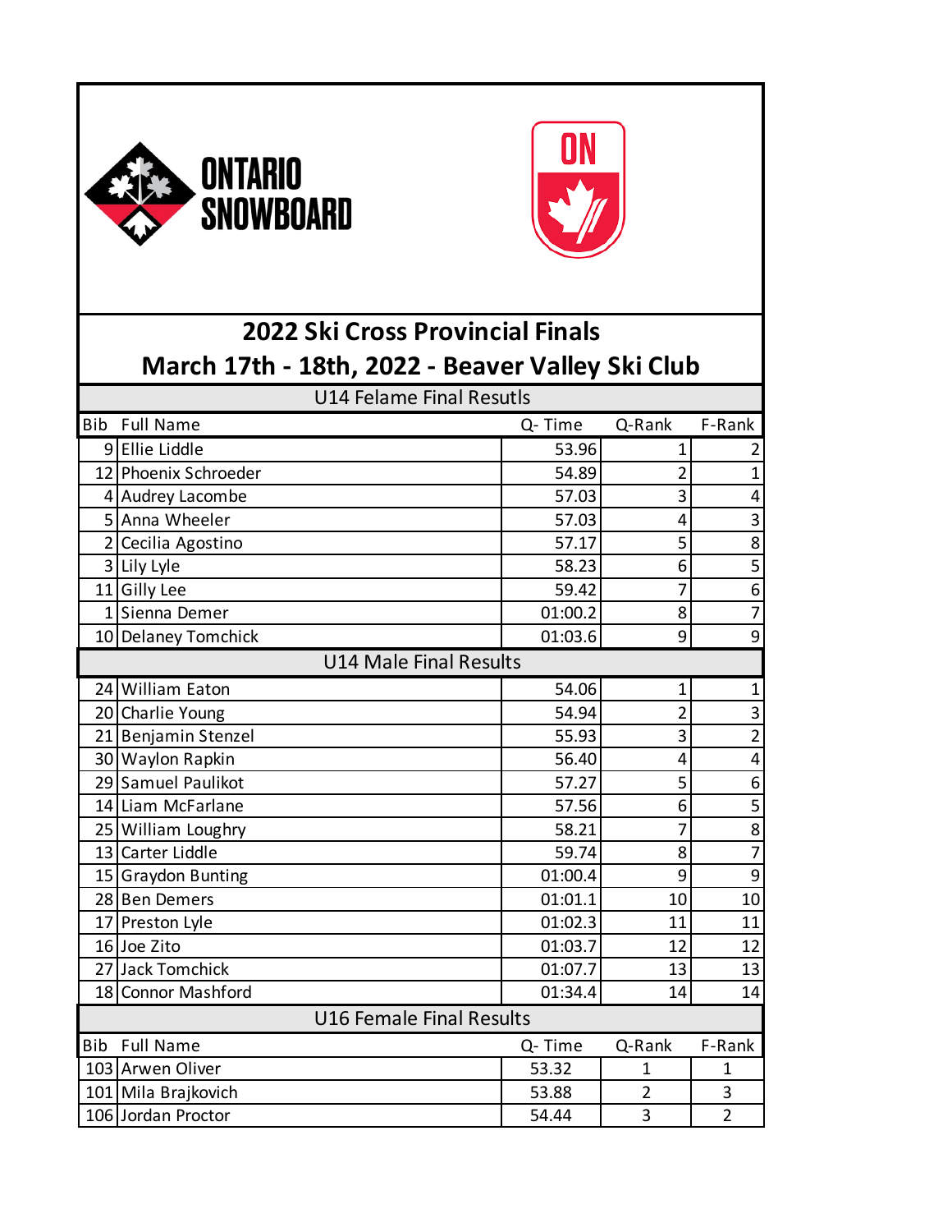ONTARIO SNOWBOARD

ON

# 2022 Ski Cross Provincial Finals

## March 17th - 18th, 2022 - Beaver Valley Ski Club

### U14 Felame Final Resutls

| Bib | Full Name | Q- Time | Q-Rank | F-Rank |
|---|---|---|---|---|
| 9 | Ellie Liddle | 53.96 | 1 | 2 |
| 12 | Phoenix Schroeder | 54.89 | 2 | 1 |
| 4 | Audrey Lacombe | 57.03 | 3 | 4 |
| 5 | Anna Wheeler | 57.03 | 4 | 3 |
| 2 | Cecilia Agostino | 57.17 | 5 | 8 |
| 3 | Lily Lyle | 58.23 | 6 | 5 |
| 11 | Gilly Lee | 59.42 | 7 | 6 |
| 1 | Sienna Demer | 01:00.2 | 8 | 7 |
| 10 | Delaney Tomchick | 01:03.6 | 9 | 9 |

### U14 Male Final Results

| Bib | Full Name | Q- Time | Q-Rank | F-Rank |
|---|---|---|---|---|
| 24 | William Eaton | 54.06 | 1 | 1 |
| 20 | Charlie Young | 54.94 | 2 | 3 |
| 21 | Benjamin Stenzel | 55.93 | 3 | 2 |
| 30 | Waylon Rapkin | 56.40 | 4 | 4 |
| 29 | Samuel Paulikot | 57.27 | 5 | 6 |
| 14 | Liam McFarlane | 57.56 | 6 | 5 |
| 25 | William Loughry | 58.21 | 7 | 8 |
| 13 | Carter Liddle | 59.74 | 8 | 7 |
| 15 | Graydon Bunting | 01:00.4 | 9 | 9 |
| 28 | Ben Demers | 01:01.1 | 10 | 10 |
| 17 | Preston Lyle | 01:02.3 | 11 | 11 |
| 16 | Joe Zito | 01:03.7 | 12 | 12 |
| 27 | Jack Tomchick | 01:07.7 | 13 | 13 |
| 18 | Connor Mashford | 01:34.4 | 14 | 14 |

### U16 Female Final Results

| Bib | Full Name | Q- Time | Q-Rank | F-Rank |
|---|---|---|---|---|
| 103 | Arwen Oliver | 53.32 | 1 | 1 |
| 101 | Mila Brajkovich | 53.88 | 2 | 3 |
| 106 | Jordan Proctor | 54.44 | 3 | 2 |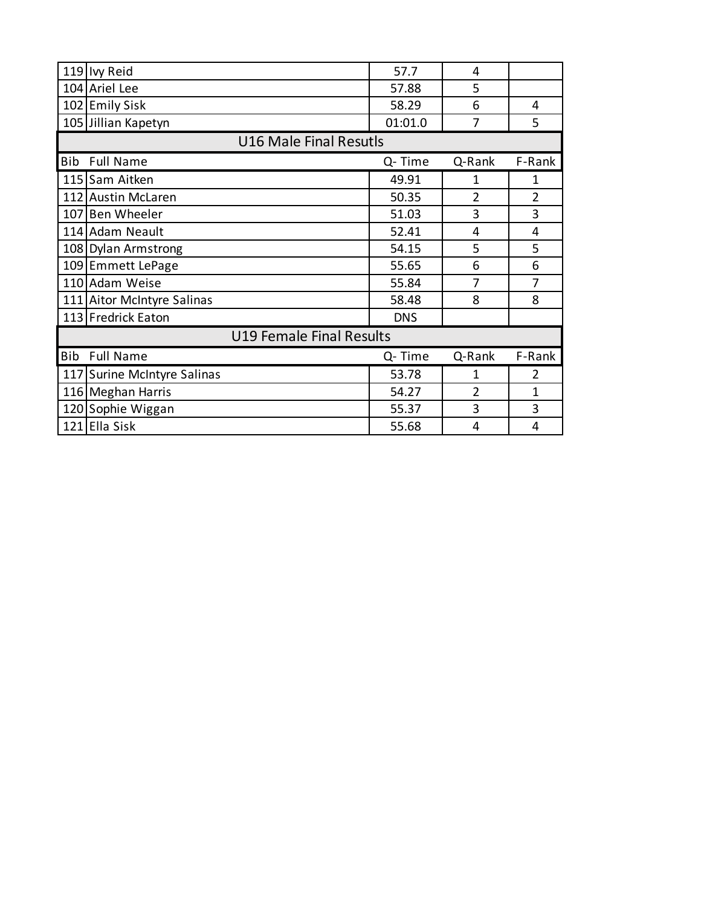| | | | | |
|---|---|---|---|---|
| 119 | Ivy Reid | 57.7 | 4 | |
| 104 | Ariel Lee | 57.88 | 5 | |
| 102 | Emily Sisk | 58.29 | 6 | 4 |
| 105 | Jillian Kapetyn | 01:01.0 | 7 | 5 |

## U16 Male Final Resutls

| Bib | Full Name | Q- Time | Q-Rank | F-Rank |
|---|---|---|---|---|
| 115 | Sam Aitken | 49.91 | 1 | 1 |
| 112 | Austin McLaren | 50.35 | 2 | 2 |
| 107 | Ben Wheeler | 51.03 | 3 | 3 |
| 114 | Adam Neault | 52.41 | 4 | 4 |
| 108 | Dylan Armstrong | 54.15 | 5 | 5 |
| 109 | Emmett LePage | 55.65 | 6 | 6 |
| 110 | Adam Weise | 55.84 | 7 | 7 |
| 111 | Aitor McIntyre Salinas | 58.48 | 8 | 8 |
| 113 | Fredrick Eaton | DNS | | |

## U19 Female Final Results

| Bib | Full Name | Q- Time | Q-Rank | F-Rank |
|---|---|---|---|---|
| 117 | Surine McIntyre Salinas | 53.78 | 1 | 2 |
| 116 | Meghan Harris | 54.27 | 2 | 1 |
| 120 | Sophie Wiggan | 55.37 | 3 | 3 |
| 121 | Ella Sisk | 55.68 | 4 | 4 |